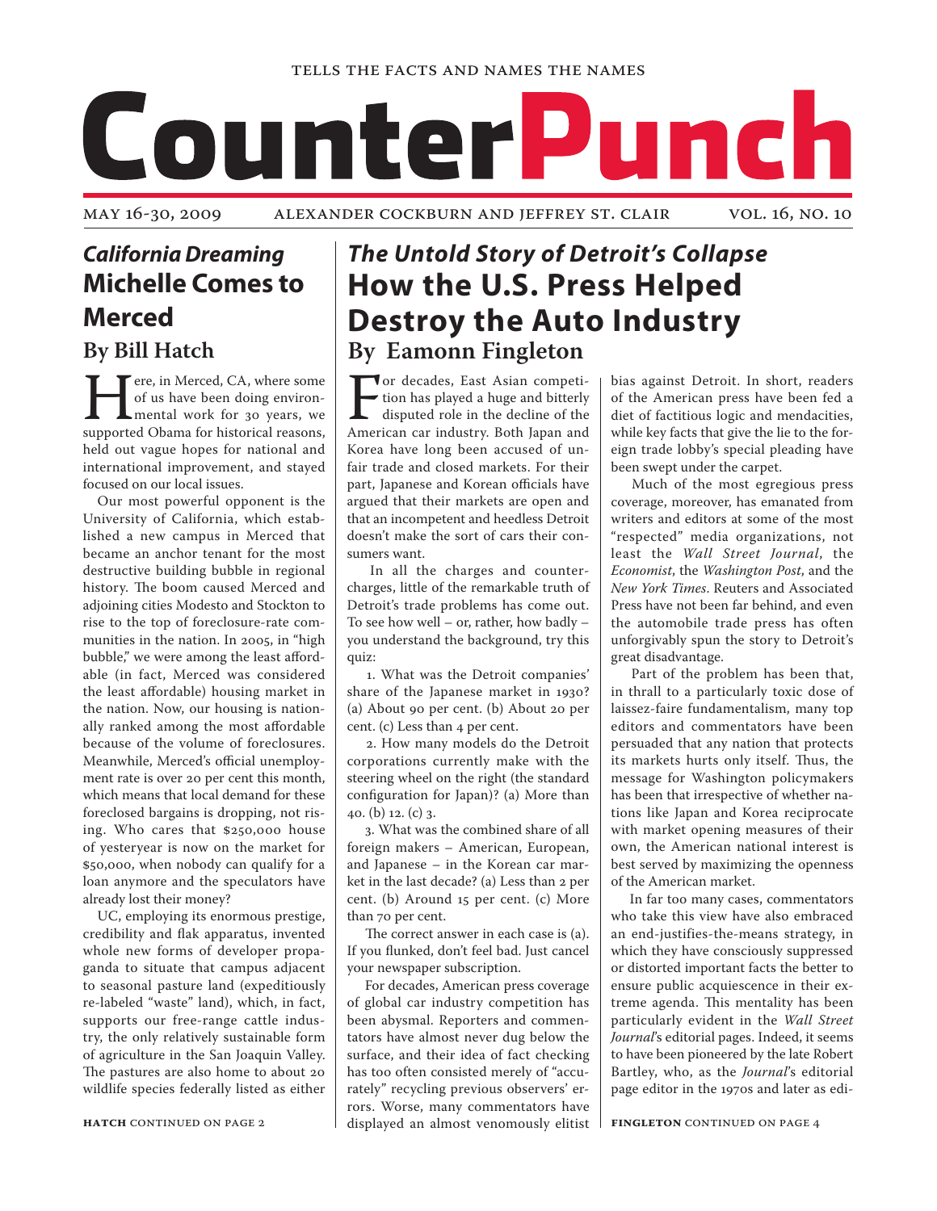TELLS THE FACTS AND NAMES THE NAMES

# CounterPunch

MAY 16-30, 2009 — ALEXANDER COCKBURN AND JEFFREY ST. CLAIR — VOL. 16, NO. 10

## *California Dreaming*
## Michelle Comes to Merced

### By Bill Hatch

Here, in Merced, CA, where some of us have been doing environmental work for 30 years, we supported Obama for historical reasons, held out vague hopes for national and international improvement, and stayed focused on our local issues.

Our most powerful opponent is the University of California, which established a new campus in Merced that became an anchor tenant for the most destructive building bubble in regional history. The boom caused Merced and adjoining cities Modesto and Stockton to rise to the top of foreclosure-rate communities in the nation. In 2005, in "high bubble," we were among the least affordable (in fact, Merced was considered the least affordable) housing market in the nation. Now, our housing is nationally ranked among the most affordable because of the volume of foreclosures. Meanwhile, Merced's official unemployment rate is over 20 per cent this month, which means that local demand for these foreclosed bargains is dropping, not rising. Who cares that $250,000 house of yesteryear is now on the market for $50,000, when nobody can qualify for a loan anymore and the speculators have already lost their money?

UC, employing its enormous prestige, credibility and flak apparatus, invented whole new forms of developer propaganda to situate that campus adjacent to seasonal pasture land (expeditiously re-labeled "waste" land), which, in fact, supports our free-range cattle industry, the only relatively sustainable form of agriculture in the San Joaquin Valley. The pastures are also home to about 20 wildlife species federally listed as either

**HATCH** CONTINUED ON PAGE 2

## *The Untold Story of Detroit's Collapse*
## How the U.S. Press Helped Destroy the Auto Industry

### By Eamonn Fingleton

For decades, East Asian competition has played a huge and bitterly disputed role in the decline of the American car industry. Both Japan and Korea have long been accused of unfair trade and closed markets. For their part, Japanese and Korean officials have argued that their markets are open and that an incompetent and heedless Detroit doesn't make the sort of cars their consumers want.

In all the charges and countercharges, little of the remarkable truth of Detroit's trade problems has come out. To see how well – or, rather, how badly – you understand the background, try this quiz:

1. What was the Detroit companies' share of the Japanese market in 1930? (a) About 90 per cent. (b) About 20 per cent. (c) Less than 4 per cent.

2. How many models do the Detroit corporations currently make with the steering wheel on the right (the standard configuration for Japan)? (a) More than 40. (b) 12. (c) 3.

3. What was the combined share of all foreign makers – American, European, and Japanese – in the Korean car market in the last decade? (a) Less than 2 per cent. (b) Around 15 per cent. (c) More than 70 per cent.

The correct answer in each case is (a). If you flunked, don't feel bad. Just cancel your newspaper subscription.

For decades, American press coverage of global car industry competition has been abysmal. Reporters and commentators have almost never dug below the surface, and their idea of fact checking has too often consisted merely of "accurately" recycling previous observers' errors. Worse, many commentators have displayed an almost venomously elitist bias against Detroit. In short, readers of the American press have been fed a diet of factitious logic and mendacities, while key facts that give the lie to the foreign trade lobby's special pleading have been swept under the carpet.

Much of the most egregious press coverage, moreover, has emanated from writers and editors at some of the most "respected" media organizations, not least the *Wall Street Journal*, the *Economist*, the *Washington Post*, and the *New York Times*. Reuters and Associated Press have not been far behind, and even the automobile trade press has often unforgivably spun the story to Detroit's great disadvantage.

Part of the problem has been that, in thrall to a particularly toxic dose of laissez-faire fundamentalism, many top editors and commentators have been persuaded that any nation that protects its markets hurts only itself. Thus, the message for Washington policymakers has been that irrespective of whether nations like Japan and Korea reciprocate with market opening measures of their own, the American national interest is best served by maximizing the openness of the American market.

In far too many cases, commentators who take this view have also embraced an end-justifies-the-means strategy, in which they have consciously suppressed or distorted important facts the better to ensure public acquiescence in their extreme agenda. This mentality has been particularly evident in the *Wall Street Journal*'s editorial pages. Indeed, it seems to have been pioneered by the late Robert Bartley, who, as the *Journal*'s editorial page editor in the 1970s and later as edi-

**FINGLETON** CONTINUED ON PAGE 4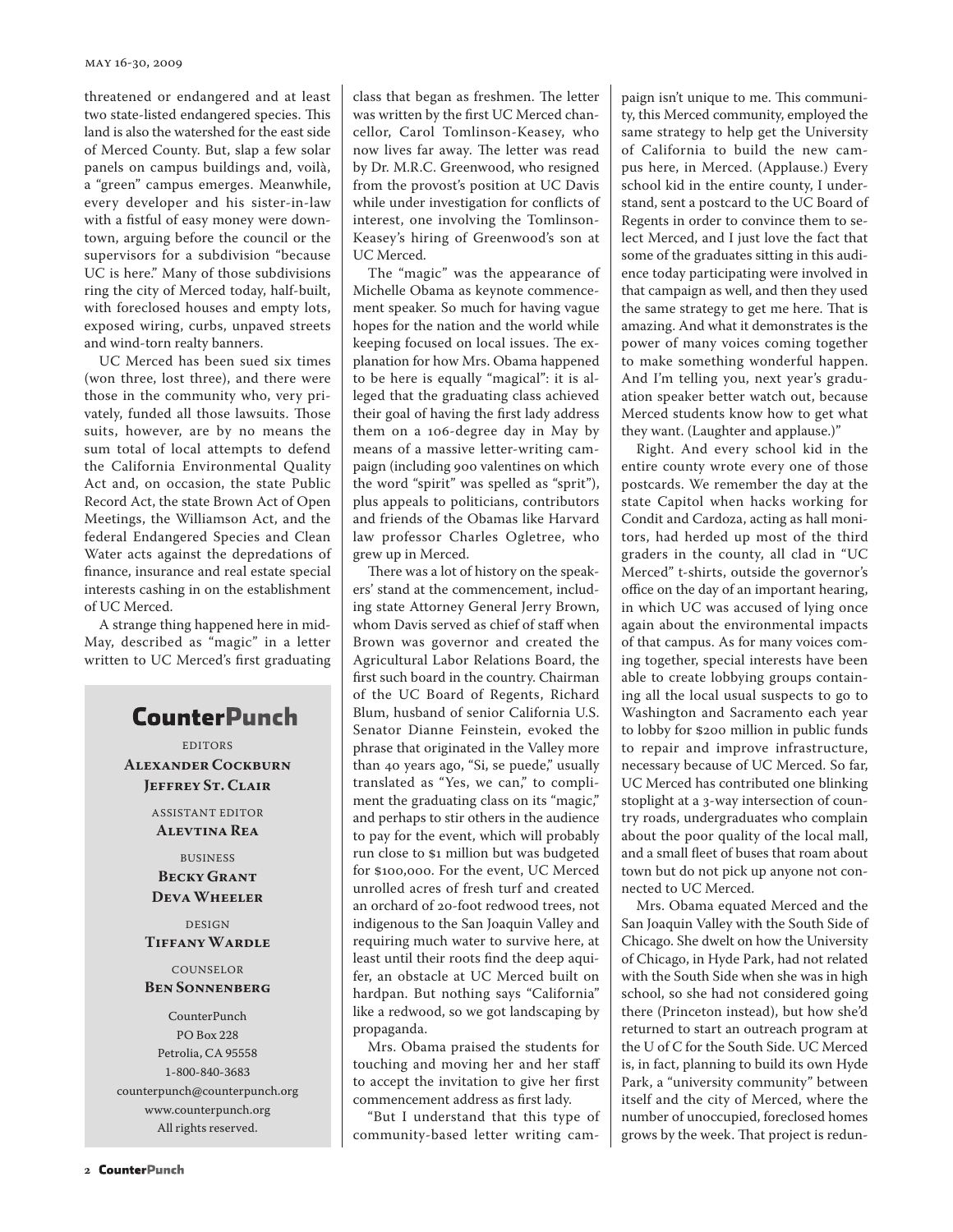threatened or endangered and at least two state-listed endangered species. This land is also the watershed for the east side of Merced County. But, slap a few solar panels on campus buildings and, voilà, a "green" campus emerges. Meanwhile, every developer and his sister-in-law with a fistful of easy money were downtown, arguing before the council or the supervisors for a subdivision "because UC is here." Many of those subdivisions ring the city of Merced today, half-built, with foreclosed houses and empty lots, exposed wiring, curbs, unpaved streets and wind-torn realty banners.

UC Merced has been sued six times (won three, lost three), and there were those in the community who, very privately, funded all those lawsuits. Those suits, however, are by no means the sum total of local attempts to defend the California Environmental Quality Act and, on occasion, the state Public Record Act, the state Brown Act of Open Meetings, the Williamson Act, and the federal Endangered Species and Clean Water acts against the depredations of finance, insurance and real estate special interests cashing in on the establishment of UC Merced.

A strange thing happened here in mid-May, described as "magic" in a letter written to UC Merced's first graduating class that began as freshmen. The letter was written by the first UC Merced chancellor, Carol Tomlinson-Keasey, who now lives far away. The letter was read by Dr. M.R.C. Greenwood, who resigned from the provost's position at UC Davis while under investigation for conflicts of interest, one involving the Tomlinson-Keasey's hiring of Greenwood's son at UC Merced.

The "magic" was the appearance of Michelle Obama as keynote commencement speaker. So much for having vague hopes for the nation and the world while keeping focused on local issues. The explanation for how Mrs. Obama happened to be here is equally "magical": it is alleged that the graduating class achieved their goal of having the first lady address them on a 106-degree day in May by means of a massive letter-writing campaign (including 900 valentines on which the word "spirit" was spelled as "sprit"), plus appeals to politicians, contributors and friends of the Obamas like Harvard law professor Charles Ogletree, who grew up in Merced.

There was a lot of history on the speakers' stand at the commencement, including state Attorney General Jerry Brown, whom Davis served as chief of staff when Brown was governor and created the Agricultural Labor Relations Board, the first such board in the country. Chairman of the UC Board of Regents, Richard Blum, husband of senior California U.S. Senator Dianne Feinstein, evoked the phrase that originated in the Valley more than 40 years ago, "Si, se puede," usually translated as "Yes, we can," to compliment the graduating class on its "magic," and perhaps to stir others in the audience to pay for the event, which will probably run close to $1 million but was budgeted for $100,000. For the event, UC Merced unrolled acres of fresh turf and created an orchard of 20-foot redwood trees, not indigenous to the San Joaquin Valley and requiring much water to survive here, at least until their roots find the deep aquifer, an obstacle at UC Merced built on hardpan. But nothing says "California" like a redwood, so we got landscaping by propaganda.

Mrs. Obama praised the students for touching and moving her and her staff to accept the invitation to give her first commencement address as first lady.

"But I understand that this type of community-based letter writing campaign isn't unique to me. This community, this Merced community, employed the same strategy to help get the University of California to build the new campus here, in Merced. (Applause.) Every school kid in the entire county, I understand, sent a postcard to the UC Board of Regents in order to convince them to select Merced, and I just love the fact that some of the graduates sitting in this audience today participating were involved in that campaign as well, and then they used the same strategy to get me here. That is amazing. And what it demonstrates is the power of many voices coming together to make something wonderful happen. And I'm telling you, next year's graduation speaker better watch out, because Merced students know how to get what they want. (Laughter and applause.)"

Right. And every school kid in the entire county wrote every one of those postcards. We remember the day at the state Capitol when hacks working for Condit and Cardoza, acting as hall monitors, had herded up most of the third graders in the county, all clad in "UC Merced" t-shirts, outside the governor's office on the day of an important hearing, in which UC was accused of lying once again about the environmental impacts of that campus. As for many voices coming together, special interests have been able to create lobbying groups containing all the local usual suspects to go to Washington and Sacramento each year to lobby for $200 million in public funds to repair and improve infrastructure, necessary because of UC Merced. So far, UC Merced has contributed one blinking stoplight at a 3-way intersection of country roads, undergraduates who complain about the poor quality of the local mall, and a small fleet of buses that roam about town but do not pick up anyone not connected to UC Merced.

Mrs. Obama equated Merced and the San Joaquin Valley with the South Side of Chicago. She dwelt on how the University of Chicago, in Hyde Park, had not related with the South Side when she was in high school, so she had not considered going there (Princeton instead), but how she'd returned to start an outreach program at the U of C for the South Side. UC Merced is, in fact, planning to build its own Hyde Park, a "university community" between itself and the city of Merced, where the number of unoccupied, foreclosed homes grows by the week. That project is redun-

## CounterPunch

EDITORS
**Alexander Cockburn**
**Jeffrey St. Clair**

ASSISTANT EDITOR
**Alevtina Rea**

BUSINESS
**Becky Grant**
**Deva Wheeler**

DESIGN
**Tiffany Wardle**

COUNSELOR
**Ben Sonnenberg**

CounterPunch
PO Box 228
Petrolia, CA 95558
1-800-840-3683
counterpunch@counterpunch.org
www.counterpunch.org
All rights reserved.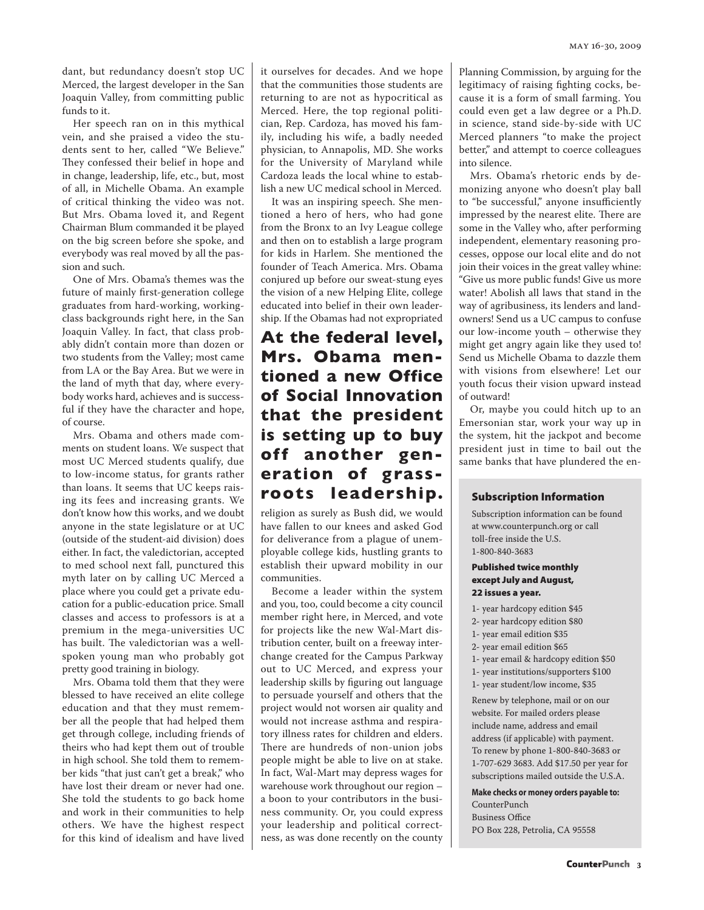dant, but redundancy doesn't stop UC Merced, the largest developer in the San Joaquin Valley, from committing public funds to it.

Her speech ran on in this mythical vein, and she praised a video the students sent to her, called "We Believe." They confessed their belief in hope and in change, leadership, life, etc., but, most of all, in Michelle Obama. An example of critical thinking the video was not. But Mrs. Obama loved it, and Regent Chairman Blum commanded it be played on the big screen before she spoke, and everybody was real moved by all the passion and such.

One of Mrs. Obama's themes was the future of mainly first-generation college graduates from hard-working, working-class backgrounds right here, in the San Joaquin Valley. In fact, that class probably didn't contain more than dozen or two students from the Valley; most came from LA or the Bay Area. But we were in the land of myth that day, where everybody works hard, achieves and is successful if they have the character and hope, of course.

Mrs. Obama and others made comments on student loans. We suspect that most UC Merced students qualify, due to low-income status, for grants rather than loans. It seems that UC keeps raising its fees and increasing grants. We don't know how this works, and we doubt anyone in the state legislature or at UC (outside of the student-aid division) does either. In fact, the valedictorian, accepted to med school next fall, punctured this myth later on by calling UC Merced a place where you could get a private education for a public-education price. Small classes and access to professors is at a premium in the mega-universities UC has built. The valedictorian was a well-spoken young man who probably got pretty good training in biology.

Mrs. Obama told them that they were blessed to have received an elite college education and that they must remember all the people that had helped them get through college, including friends of theirs who had kept them out of trouble in high school. She told them to remember kids "that just can't get a break," who have lost their dream or never had one. She told the students to go back home and work in their communities to help others. We have the highest respect for this kind of idealism and have lived it ourselves for decades. And we hope that the communities those students are returning to are not as hypocritical as Merced. Here, the top regional politician, Rep. Cardoza, has moved his family, including his wife, a badly needed physician, to Annapolis, MD. She works for the University of Maryland while Cardoza leads the local whine to establish a new UC medical school in Merced.

It was an inspiring speech. She mentioned a hero of hers, who had gone from the Bronx to an Ivy League college and then on to establish a large program for kids in Harlem. She mentioned the founder of Teach America. Mrs. Obama conjured up before our sweat-stung eyes the vision of a new Helping Elite, college educated into belief in their own leadership. If the Obamas had not expropriated religion as surely as Bush did, we would have fallen to our knees and asked God for deliverance from a plague of unemployable college kids, hustling grants to establish their upward mobility in our communities.

**At the federal level, Mrs. Obama mentioned a new Office of Social Innovation that the president is setting up to buy off another generation of grassroots leadership.**

Become a leader within the system and you, too, could become a city council member right here, in Merced, and vote for projects like the new Wal-Mart distribution center, built on a freeway interchange created for the Campus Parkway out to UC Merced, and express your leadership skills by figuring out language to persuade yourself and others that the project would not worsen air quality and would not increase asthma and respiratory illness rates for children and elders. There are hundreds of non-union jobs people might be able to live on at stake. In fact, Wal-Mart may depress wages for warehouse work throughout our region – a boon to your contributors in the business community. Or, you could express your leadership and political correctness, as was done recently on the county Planning Commission, by arguing for the legitimacy of raising fighting cocks, because it is a form of small farming. You could even get a law degree or a Ph.D. in science, stand side-by-side with UC Merced planners "to make the project better," and attempt to coerce colleagues into silence.

Mrs. Obama's rhetoric ends by demonizing anyone who doesn't play ball to "be successful," anyone insufficiently impressed by the nearest elite. There are some in the Valley who, after performing independent, elementary reasoning processes, oppose our local elite and do not join their voices in the great valley whine: "Give us more public funds! Give us more water! Abolish all laws that stand in the way of agribusiness, its lenders and landowners! Send us a UC campus to confuse our low-income youth – otherwise they might get angry again like they used to! Send us Michelle Obama to dazzle them with visions from elsewhere! Let our youth focus their vision upward instead of outward!

Or, maybe you could hitch up to an Emersonian star, work your way up in the system, hit the jackpot and become president just in time to bail out the same banks that have plundered the en-

### Subscription Information

Subscription information can be found at www.counterpunch.org or call toll-free inside the U.S. 1-800-840-3683

**Published twice monthly except July and August, 22 issues a year.**

- 1- year hardcopy edition $45
- 2- year hardcopy edition $80
- 1- year email edition $35
- 2- year email edition $65
- 1- year email & hardcopy edition $50
- 1- year institutions/supporters $100
- 1- year student/low income, $35

Renew by telephone, mail or on our website. For mailed orders please include name, address and email address (if applicable) with payment. To renew by phone 1-800-840-3683 or 1-707-629 3683. Add $17.50 per year for subscriptions mailed outside the U.S.A.

**Make checks or money orders payable to:**
CounterPunch
Business Office
PO Box 228, Petrolia, CA 95558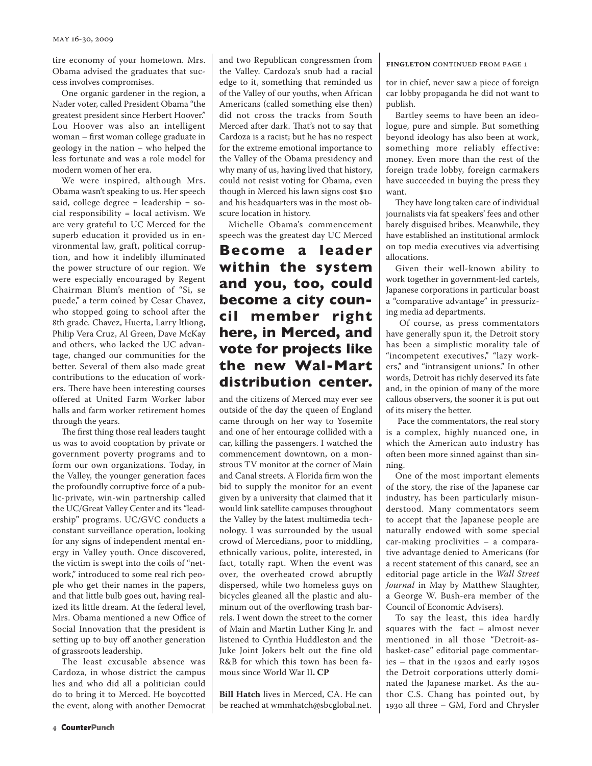tire economy of your hometown. Mrs. Obama advised the graduates that success involves compromises.

One organic gardener in the region, a Nader voter, called President Obama "the greatest president since Herbert Hoover." Lou Hoover was also an intelligent woman – first woman college graduate in geology in the nation – who helped the less fortunate and was a role model for modern women of her era.

We were inspired, although Mrs. Obama wasn't speaking to us. Her speech said, college degree = leadership = social responsibility = local activism. We are very grateful to UC Merced for the superb education it provided us in environmental law, graft, political corruption, and how it indelibly illuminated the power structure of our region. We were especially encouraged by Regent Chairman Blum's mention of "Si, se puede," a term coined by Cesar Chavez, who stopped going to school after the 8th grade. Chavez, Huerta, Larry Itliong, Philip Vera Cruz, Al Green, Dave McKay and others, who lacked the UC advantage, changed our communities for the better. Several of them also made great contributions to the education of workers. There have been interesting courses offered at United Farm Worker labor halls and farm worker retirement homes through the years.

The first thing those real leaders taught us was to avoid cooptation by private or government poverty programs and to form our own organizations. Today, in the Valley, the younger generation faces the profoundly corruptive force of a public-private, win-win partnership called the UC/Great Valley Center and its "leadership" programs. UC/GVC conducts a constant surveillance operation, looking for any signs of independent mental energy in Valley youth. Once discovered, the victim is swept into the coils of "network," introduced to some real rich people who get their names in the papers, and that little bulb goes out, having realized its little dream. At the federal level, Mrs. Obama mentioned a new Office of Social Innovation that the president is setting up to buy off another generation of grassroots leadership.

The least excusable absence was Cardoza, in whose district the campus lies and who did all a politician could do to bring it to Merced. He boycotted the event, along with another Democrat and two Republican congressmen from the Valley. Cardoza's snub had a racial edge to it, something that reminded us of the Valley of our youths, when African Americans (called something else then) did not cross the tracks from South Merced after dark. That's not to say that Cardoza is a racist; but he has no respect for the extreme emotional importance to the Valley of the Obama presidency and why many of us, having lived that history, could not resist voting for Obama, even though in Merced his lawn signs cost $10 and his headquarters was in the most obscure location in history.

Michelle Obama's commencement speech was the greatest day UC Merced and the citizens of Merced may ever see outside of the day the queen of England came through on her way to Yosemite and one of her entourage collided with a car, killing the passengers. I watched the commencement downtown, on a monstrous TV monitor at the corner of Main and Canal streets. A Florida firm won the bid to supply the monitor for an event given by a university that claimed that it would link satellite campuses throughout the Valley by the latest multimedia technology. I was surrounded by the usual crowd of Mercedians, poor to middling, ethnically various, polite, interested, in fact, totally rapt. When the event was over, the overheated crowd abruptly dispersed, while two homeless guys on bicycles gleaned all the plastic and aluminum out of the overflowing trash barrels. I went down the street to the corner of Main and Martin Luther King Jr. and listened to Cynthia Huddleston and the Juke Joint Jokers belt out the fine old R&B for which this town has been famous since World War II. **CP**

**Become a leader within the system and you, too, could become a city council member right here, in Merced, and vote for projects like the new Wal-Mart distribution center.**

**Bill Hatch** lives in Merced, CA. He can be reached at wmmhatch@sbcglobal.net.

**FINGLETON** CONTINUED FROM PAGE 1

tor in chief, never saw a piece of foreign car lobby propaganda he did not want to publish.

Bartley seems to have been an ideologue, pure and simple. But something beyond ideology has also been at work, something more reliably effective: money. Even more than the rest of the foreign trade lobby, foreign carmakers have succeeded in buying the press they want.

They have long taken care of individual journalists via fat speakers' fees and other barely disguised bribes. Meanwhile, they have established an institutional armlock on top media executives via advertising allocations.

Given their well-known ability to work together in government-led cartels, Japanese corporations in particular boast a "comparative advantage" in pressurizing media ad departments.

Of course, as press commentators have generally spun it, the Detroit story has been a simplistic morality tale of "incompetent executives," "lazy workers," and "intransigent unions." In other words, Detroit has richly deserved its fate and, in the opinion of many of the more callous observers, the sooner it is put out of its misery the better.

Pace the commentators, the real story is a complex, highly nuanced one, in which the American auto industry has often been more sinned against than sinning.

One of the most important elements of the story, the rise of the Japanese car industry, has been particularly misunderstood. Many commentators seem to accept that the Japanese people are naturally endowed with some special car-making proclivities – a comparative advantage denied to Americans (for a recent statement of this canard, see an editorial page article in the *Wall Street Journal* in May by Matthew Slaughter, a George W. Bush-era member of the Council of Economic Advisers).

To say the least, this idea hardly squares with the fact – almost never mentioned in all those "Detroit-as-basket-case" editorial page commentaries – that in the 1920s and early 1930s the Detroit corporations utterly dominated the Japanese market. As the author C.S. Chang has pointed out, by 1930 all three – GM, Ford and Chrysler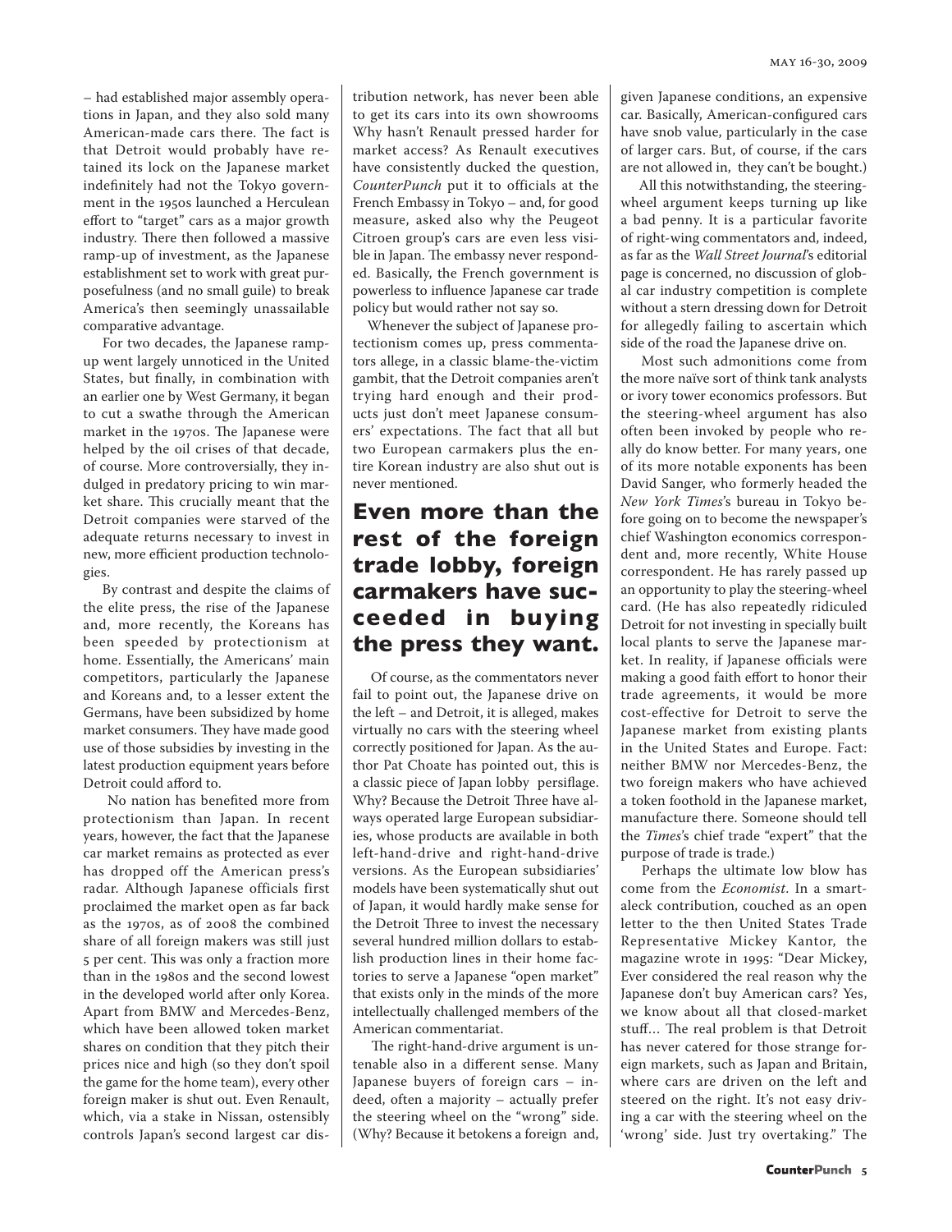– had established major assembly operations in Japan, and they also sold many American-made cars there. The fact is that Detroit would probably have retained its lock on the Japanese market indefinitely had not the Tokyo government in the 1950s launched a Herculean effort to "target" cars as a major growth industry. There then followed a massive ramp-up of investment, as the Japanese establishment set to work with great purposefulness (and no small guile) to break America's then seemingly unassailable comparative advantage.

For two decades, the Japanese ramp-up went largely unnoticed in the United States, but finally, in combination with an earlier one by West Germany, it began to cut a swathe through the American market in the 1970s. The Japanese were helped by the oil crises of that decade, of course. More controversially, they indulged in predatory pricing to win market share. This crucially meant that the Detroit companies were starved of the adequate returns necessary to invest in new, more efficient production technologies.

By contrast and despite the claims of the elite press, the rise of the Japanese and, more recently, the Koreans has been speeded by protectionism at home. Essentially, the Americans' main competitors, particularly the Japanese and Koreans and, to a lesser extent the Germans, have been subsidized by home market consumers. They have made good use of those subsidies by investing in the latest production equipment years before Detroit could afford to.

No nation has benefited more from protectionism than Japan. In recent years, however, the fact that the Japanese car market remains as protected as ever has dropped off the American press's radar. Although Japanese officials first proclaimed the market open as far back as the 1970s, as of 2008 the combined share of all foreign makers was still just 5 per cent. This was only a fraction more than in the 1980s and the second lowest in the developed world after only Korea. Apart from BMW and Mercedes-Benz, which have been allowed token market shares on condition that they pitch their prices nice and high (so they don't spoil the game for the home team), every other foreign maker is shut out. Even Renault, which, via a stake in Nissan, ostensibly controls Japan's second largest car distribution network, has never been able to get its cars into its own showrooms Why hasn't Renault pressed harder for market access? As Renault executives have consistently ducked the question, *CounterPunch* put it to officials at the French Embassy in Tokyo – and, for good measure, asked also why the Peugeot Citroen group's cars are even less visible in Japan. The embassy never responded. Basically, the French government is powerless to influence Japanese car trade policy but would rather not say so.

Whenever the subject of Japanese protectionism comes up, press commentators allege, in a classic blame-the-victim gambit, that the Detroit companies aren't trying hard enough and their products just don't meet Japanese consumers' expectations. The fact that all but two European carmakers plus the entire Korean industry are also shut out is never mentioned.

## Even more than the rest of the foreign trade lobby, foreign carmakers have succeeded in buying the press they want.

Of course, as the commentators never fail to point out, the Japanese drive on the left – and Detroit, it is alleged, makes virtually no cars with the steering wheel correctly positioned for Japan. As the author Pat Choate has pointed out, this is a classic piece of Japan lobby persiflage. Why? Because the Detroit Three have always operated large European subsidiaries, whose products are available in both left-hand-drive and right-hand-drive versions. As the European subsidiaries' models have been systematically shut out of Japan, it would hardly make sense for the Detroit Three to invest the necessary several hundred million dollars to establish production lines in their home factories to serve a Japanese "open market" that exists only in the minds of the more intellectually challenged members of the American commentariat.

The right-hand-drive argument is untenable also in a different sense. Many Japanese buyers of foreign cars – indeed, often a majority – actually prefer the steering wheel on the "wrong" side. (Why? Because it betokens a foreign and, given Japanese conditions, an expensive car. Basically, American-configured cars have snob value, particularly in the case of larger cars. But, of course, if the cars are not allowed in, they can't be bought.)

All this notwithstanding, the steering-wheel argument keeps turning up like a bad penny. It is a particular favorite of right-wing commentators and, indeed, as far as the *Wall Street Journal*'s editorial page is concerned, no discussion of global car industry competition is complete without a stern dressing down for Detroit for allegedly failing to ascertain which side of the road the Japanese drive on.

Most such admonitions come from the more naïve sort of think tank analysts or ivory tower economics professors. But the steering-wheel argument has also often been invoked by people who really do know better. For many years, one of its more notable exponents has been David Sanger, who formerly headed the *New York Times*'s bureau in Tokyo before going on to become the newspaper's chief Washington economics correspondent and, more recently, White House correspondent. He has rarely passed up an opportunity to play the steering-wheel card. (He has also repeatedly ridiculed Detroit for not investing in specially built local plants to serve the Japanese market. In reality, if Japanese officials were making a good faith effort to honor their trade agreements, it would be more cost-effective for Detroit to serve the Japanese market from existing plants in the United States and Europe. Fact: neither BMW nor Mercedes-Benz, the two foreign makers who have achieved a token foothold in the Japanese market, manufacture there. Someone should tell the *Times*'s chief trade "expert" that the purpose of trade is trade.)

Perhaps the ultimate low blow has come from the *Economist*. In a smart-aleck contribution, couched as an open letter to the then United States Trade Representative Mickey Kantor, the magazine wrote in 1995: "Dear Mickey, Ever considered the real reason why the Japanese don't buy American cars? Yes, we know about all that closed-market stuff… The real problem is that Detroit has never catered for those strange foreign markets, such as Japan and Britain, where cars are driven on the left and steered on the right. It's not easy driving a car with the steering wheel on the 'wrong' side. Just try overtaking." The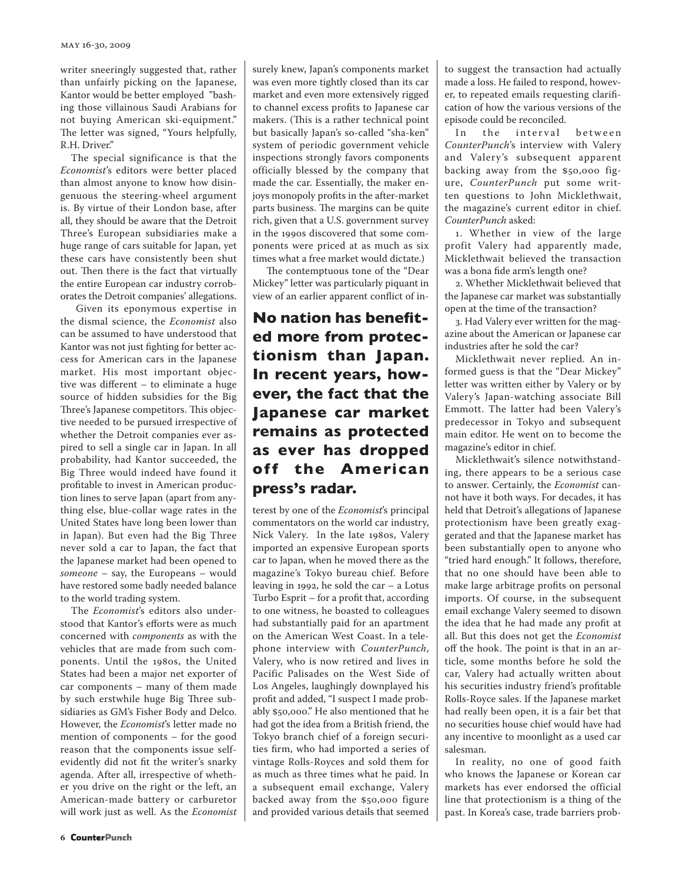writer sneeringly suggested that, rather than unfairly picking on the Japanese, Kantor would be better employed "bashing those villainous Saudi Arabians for not buying American ski-equipment." The letter was signed, "Yours helpfully, R.H. Driver."

The special significance is that the *Economist*'s editors were better placed than almost anyone to know how disingenuous the steering-wheel argument is. By virtue of their London base, after all, they should be aware that the Detroit Three's European subsidiaries make a huge range of cars suitable for Japan, yet these cars have consistently been shut out. Then there is the fact that virtually the entire European car industry corroborates the Detroit companies' allegations.

Given its eponymous expertise in the dismal science, the *Economist* also can be assumed to have understood that Kantor was not just fighting for better access for American cars in the Japanese market. His most important objective was different – to eliminate a huge source of hidden subsidies for the Big Three's Japanese competitors. This objective needed to be pursued irrespective of whether the Detroit companies ever aspired to sell a single car in Japan. In all probability, had Kantor succeeded, the Big Three would indeed have found it profitable to invest in American production lines to serve Japan (apart from anything else, blue-collar wage rates in the United States have long been lower than in Japan). But even had the Big Three never sold a car to Japan, the fact that the Japanese market had been opened to *someone* – say, the Europeans – would have restored some badly needed balance to the world trading system.

The *Economist*'s editors also understood that Kantor's efforts were as much concerned with *components* as with the vehicles that are made from such components. Until the 1980s, the United States had been a major net exporter of car components – many of them made by such erstwhile huge Big Three subsidiaries as GM's Fisher Body and Delco. However, the *Economist*'s letter made no mention of components – for the good reason that the components issue self-evidently did not fit the writer's snarky agenda. After all, irrespective of whether you drive on the right or the left, an American-made battery or carburetor will work just as well. As the *Economist* surely knew, Japan's components market was even more tightly closed than its car market and even more extensively rigged to channel excess profits to Japanese car makers. (This is a rather technical point but basically Japan's so-called "sha-ken" system of periodic government vehicle inspections strongly favors components officially blessed by the company that made the car. Essentially, the maker enjoys monopoly profits in the after-market parts business. The margins can be quite rich, given that a U.S. government survey in the 1990s discovered that some components were priced at as much as six times what a free market would dictate.)

The contemptuous tone of the "Dear Mickey" letter was particularly piquant in view of an earlier apparent conflict of interest by one of the *Economist*'s principal commentators on the world car industry, Nick Valery. In the late 1980s, Valery imported an expensive European sports car to Japan, when he moved there as the magazine's Tokyo bureau chief. Before leaving in 1992, he sold the car – a Lotus Turbo Esprit – for a profit that, according to one witness, he boasted to colleagues had substantially paid for an apartment on the American West Coast. In a telephone interview with *CounterPunch*, Valery, who is now retired and lives in Pacific Palisades on the West Side of Los Angeles, laughingly downplayed his profit and added, "I suspect I made probably $50,000." He also mentioned that he had got the idea from a British friend, the Tokyo branch chief of a foreign securities firm, who had imported a series of vintage Rolls-Royces and sold them for as much as three times what he paid. In a subsequent email exchange, Valery backed away from the $50,000 figure and provided various details that seemed to suggest the transaction had actually made a loss. He failed to respond, however, to repeated emails requesting clarification of how the various versions of the episode could be reconciled.

**No nation has benefited more from protectionism than Japan. In recent years, however, the fact that the Japanese car market remains as protected as ever has dropped off the American press's radar.**

In the interval between *CounterPunch*'s interview with Valery and Valery's subsequent apparent backing away from the $50,000 figure, *CounterPunch* put some written questions to John Micklethwait, the magazine's current editor in chief. *CounterPunch* asked:

1. Whether in view of the large profit Valery had apparently made, Micklethwait believed the transaction was a bona fide arm's length one?

2. Whether Micklethwait believed that the Japanese car market was substantially open at the time of the transaction?

3. Had Valery ever written for the magazine about the American or Japanese car industries after he sold the car?

Micklethwait never replied. An informed guess is that the "Dear Mickey" letter was written either by Valery or by Valery's Japan-watching associate Bill Emmott. The latter had been Valery's predecessor in Tokyo and subsequent main editor. He went on to become the magazine's editor in chief.

Micklethwait's silence notwithstanding, there appears to be a serious case to answer. Certainly, the *Economist* cannot have it both ways. For decades, it has held that Detroit's allegations of Japanese protectionism have been greatly exaggerated and that the Japanese market has been substantially open to anyone who "tried hard enough." It follows, therefore, that no one should have been able to make large arbitrage profits on personal imports. Of course, in the subsequent email exchange Valery seemed to disown the idea that he had made any profit at all. But this does not get the *Economist* off the hook. The point is that in an article, some months before he sold the car, Valery had actually written about his securities industry friend's profitable Rolls-Royce sales. If the Japanese market had really been open, it is a fair bet that no securities house chief would have had any incentive to moonlight as a used car salesman.

In reality, no one of good faith who knows the Japanese or Korean car markets has ever endorsed the official line that protectionism is a thing of the past. In Korea's case, trade barriers prob-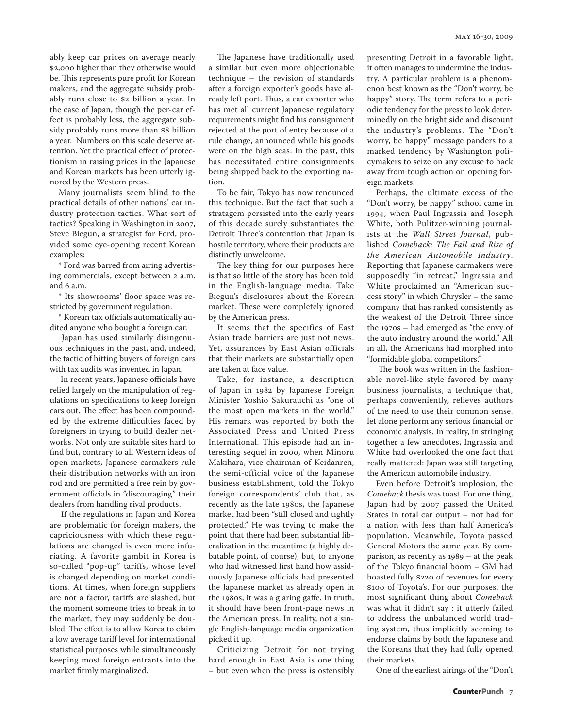ably keep car prices on average nearly $2,000 higher than they otherwise would be. This represents pure profit for Korean makers, and the aggregate subsidy probably runs close to $2 billion a year. In the case of Japan, though the per-car effect is probably less, the aggregate subsidy probably runs more than $8 billion a year. Numbers on this scale deserve attention. Yet the practical effect of protectionism in raising prices in the Japanese and Korean markets has been utterly ignored by the Western press.

Many journalists seem blind to the practical details of other nations' car industry protection tactics. What sort of tactics? Speaking in Washington in 2007, Steve Biegun, a strategist for Ford, provided some eye-opening recent Korean examples:

* Ford was barred from airing advertising commercials, except between 2 a.m. and 6 a.m.

* Its showrooms' floor space was restricted by government regulation.

* Korean tax officials automatically audited anyone who bought a foreign car.

Japan has used similarly disingenuous techniques in the past, and, indeed, the tactic of hitting buyers of foreign cars with tax audits was invented in Japan.

In recent years, Japanese officials have relied largely on the manipulation of regulations on specifications to keep foreign cars out. The effect has been compounded by the extreme difficulties faced by foreigners in trying to build dealer networks. Not only are suitable sites hard to find but, contrary to all Western ideas of open markets, Japanese carmakers rule their distribution networks with an iron rod and are permitted a free rein by government officials in "discouraging" their dealers from handling rival products.

If the regulations in Japan and Korea are problematic for foreign makers, the capriciousness with which these regulations are changed is even more infuriating. A favorite gambit in Korea is so-called "pop-up" tariffs, whose level is changed depending on market conditions. At times, when foreign suppliers are not a factor, tariffs are slashed, but the moment someone tries to break in to the market, they may suddenly be doubled. The effect is to allow Korea to claim a low average tariff level for international statistical purposes while simultaneously keeping most foreign entrants into the market firmly marginalized.

The Japanese have traditionally used a similar but even more objectionable technique – the revision of standards after a foreign exporter's goods have already left port. Thus, a car exporter who has met all current Japanese regulatory requirements might find his consignment rejected at the port of entry because of a rule change, announced while his goods were on the high seas. In the past, this has necessitated entire consignments being shipped back to the exporting nation.

To be fair, Tokyo has now renounced this technique. But the fact that such a stratagem persisted into the early years of this decade surely substantiates the Detroit Three's contention that Japan is hostile territory, where their products are distinctly unwelcome.

The key thing for our purposes here is that so little of the story has been told in the English-language media. Take Biegun's disclosures about the Korean market. These were completely ignored by the American press.

It seems that the specifics of East Asian trade barriers are just not news. Yet, assurances by East Asian officials that their markets are substantially open are taken at face value.

Take, for instance, a description of Japan in 1982 by Japanese Foreign Minister Yoshio Sakurauchi as "one of the most open markets in the world." His remark was reported by both the Associated Press and United Press International. This episode had an interesting sequel in 2000, when Minoru Makihara, vice chairman of Keidanren, the semi-official voice of the Japanese business establishment, told the Tokyo foreign correspondents' club that, as recently as the late 1980s, the Japanese market had been "still closed and tightly protected." He was trying to make the point that there had been substantial liberalization in the meantime (a highly debatable point, of course), but, to anyone who had witnessed first hand how assiduously Japanese officials had presented the Japanese market as already open in the 1980s, it was a glaring gaffe. In truth, it should have been front-page news in the American press. In reality, not a single English-language media organization picked it up.

Criticizing Detroit for not trying hard enough in East Asia is one thing – but even when the press is ostensibly presenting Detroit in a favorable light, it often manages to undermine the industry. A particular problem is a phenomenon best known as the "Don't worry, be happy" story. The term refers to a periodic tendency for the press to look determinedly on the bright side and discount the industry's problems. The "Don't worry, be happy" message panders to a marked tendency by Washington policymakers to seize on any excuse to back away from tough action on opening foreign markets.

Perhaps, the ultimate excess of the "Don't worry, be happy" school came in 1994, when Paul Ingrassia and Joseph White, both Pulitzer-winning journalists at the *Wall Street Journal*, published *Comeback: The Fall and Rise of the American Automobile Industry*. Reporting that Japanese carmakers were supposedly "in retreat," Ingrassia and White proclaimed an "American success story" in which Chrysler – the same company that has ranked consistently as the weakest of the Detroit Three since the 1970s – had emerged as "the envy of the auto industry around the world." All in all, the Americans had morphed into "formidable global competitors."

The book was written in the fashionable novel-like style favored by many business journalists, a technique that, perhaps conveniently, relieves authors of the need to use their common sense, let alone perform any serious financial or economic analysis. In reality, in stringing together a few anecdotes, Ingrassia and White had overlooked the one fact that really mattered: Japan was still targeting the American automobile industry.

Even before Detroit's implosion, the *Comeback* thesis was toast. For one thing, Japan had by 2007 passed the United States in total car output – not bad for a nation with less than half America's population. Meanwhile, Toyota passed General Motors the same year. By comparison, as recently as 1989 – at the peak of the Tokyo financial boom – GM had boasted fully $220 of revenues for every $100 of Toyota's. For our purposes, the most significant thing about *Comeback* was what it didn't say : it utterly failed to address the unbalanced world trading system, thus implicitly seeming to endorse claims by both the Japanese and the Koreans that they had fully opened their markets.

One of the earliest airings of the "Don't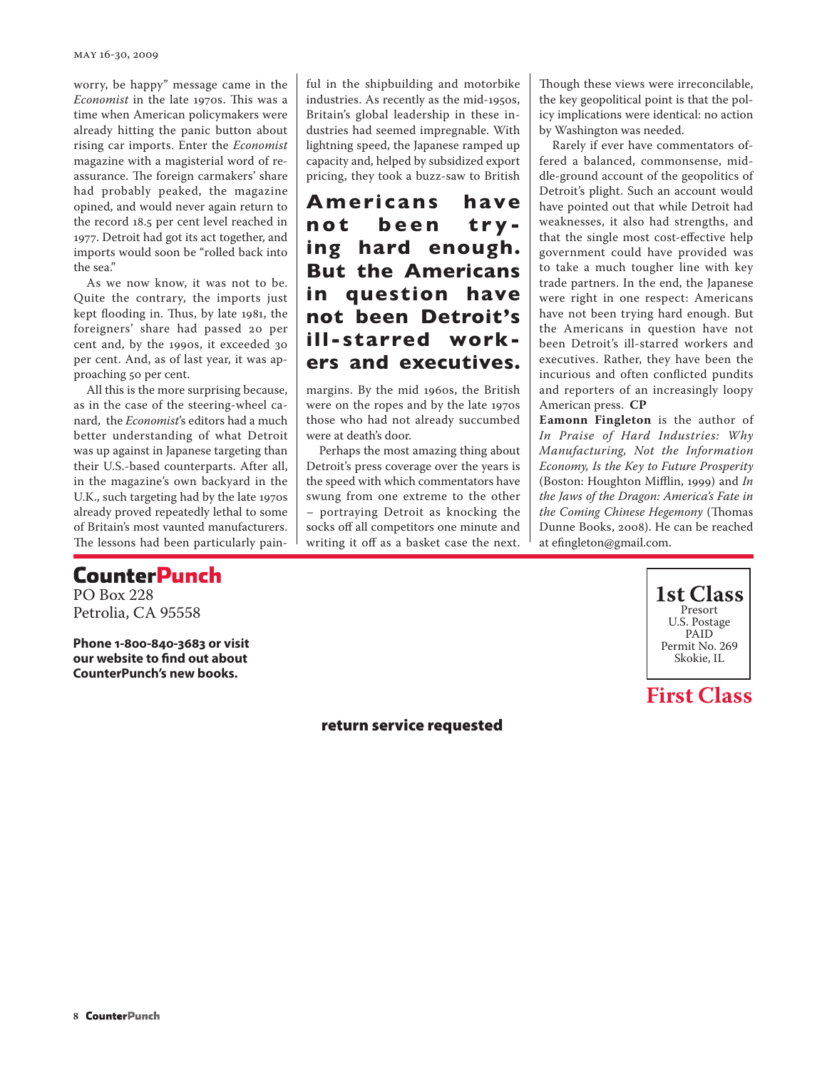worry, be happy" message came in the *Economist* in the late 1970s. This was a time when American policymakers were already hitting the panic button about rising car imports. Enter the *Economist* magazine with a magisterial word of reassurance. The foreign carmakers' share had probably peaked, the magazine opined, and would never again return to the record 18.5 per cent level reached in 1977. Detroit had got its act together, and imports would soon be "rolled back into the sea."

As we now know, it was not to be. Quite the contrary, the imports just kept flooding in. Thus, by late 1981, the foreigners' share had passed 20 per cent and, by the 1990s, it exceeded 30 per cent. And, as of last year, it was approaching 50 per cent.

All this is the more surprising because, as in the case of the steering-wheel canard, the *Economist*'s editors had a much better understanding of what Detroit was up against in Japanese targeting than their U.S.-based counterparts. After all, in the magazine's own backyard in the U.K., such targeting had by the late 1970s already proved repeatedly lethal to some of Britain's most vaunted manufacturers. The lessons had been particularly painful in the shipbuilding and motorbike industries. As recently as the mid-1950s, Britain's global leadership in these industries had seemed impregnable. With lightning speed, the Japanese ramped up capacity and, helped by subsidized export pricing, they took a buzz-saw to British margins. By the mid 1960s, the British were on the ropes and by the late 1970s those who had not already succumbed were at death's door.

**Americans have not been trying hard enough. But the Americans in question have not been Detroit's ill-starred workers and executives.**

Perhaps the most amazing thing about Detroit's press coverage over the years is the speed with which commentators have swung from one extreme to the other – portraying Detroit as knocking the socks off all competitors one minute and writing it off as a basket case the next. Though these views were irreconcilable, the key geopolitical point is that the policy implications were identical: no action by Washington was needed.

Rarely if ever have commentators offered a balanced, commonsense, middle-ground account of the geopolitics of Detroit's plight. Such an account would have pointed out that while Detroit had weaknesses, it also had strengths, and that the single most cost-effective help government could have provided was to take a much tougher line with key trade partners. In the end, the Japanese were right in one respect: Americans have not been trying hard enough. But the Americans in question have not been Detroit's ill-starred workers and executives. Rather, they have been the incurious and often conflicted pundits and reporters of an increasingly loopy American press. **CP**

**Eamonn Fingleton** is the author of *In Praise of Hard Industries: Why Manufacturing, Not the Information Economy, Is the Key to Future Prosperity* (Boston: Houghton Mifflin, 1999) and *In the Jaws of the Dragon: America's Fate in the Coming Chinese Hegemony* (Thomas Dunne Books, 2008). He can be reached at efingleton@gmail.com.

**CounterPunch**
PO Box 228
Petrolia, CA 95558

**Phone 1-800-840-3683 or visit our website to find out about CounterPunch's new books.**

**1st Class**
Presort
U.S. Postage
PAID
Permit No. 269
Skokie, IL

**First Class**

**return service requested**